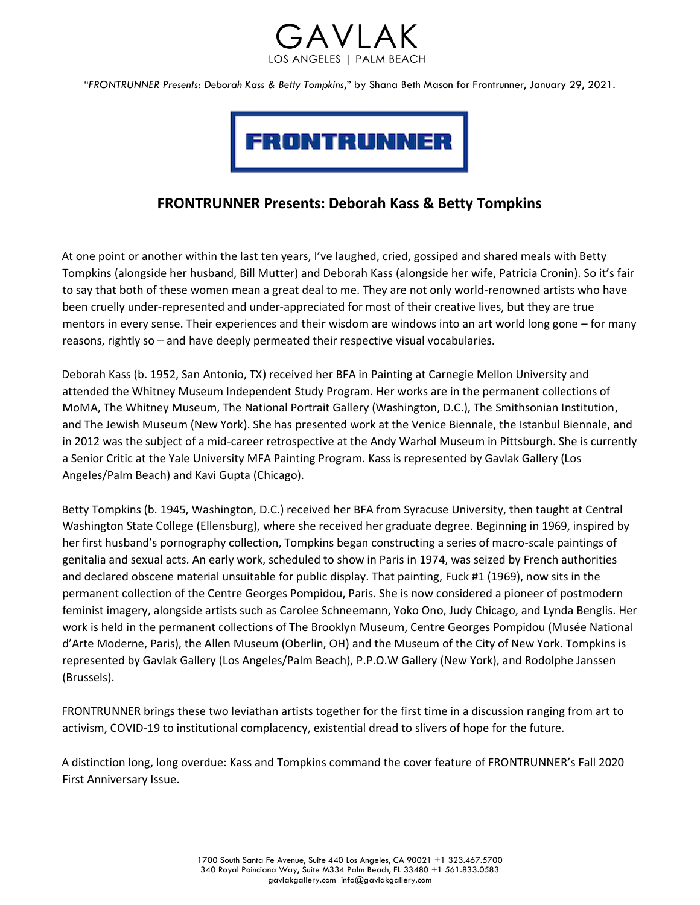GAVLAK
LOS ANGELES | PALM BEACH

"*FRONTRUNNER Presents: Deborah Kass & Betty Tompkins*," by Shana Beth Mason for Frontrunner, January 29, 2021.

FRONTRUNNER

## FRONTRUNNER Presents: Deborah Kass & Betty Tompkins

At one point or another within the last ten years, I've laughed, cried, gossiped and shared meals with Betty Tompkins (alongside her husband, Bill Mutter) and Deborah Kass (alongside her wife, Patricia Cronin). So it's fair to say that both of these women mean a great deal to me. They are not only world-renowned artists who have been cruelly under-represented and under-appreciated for most of their creative lives, but they are true mentors in every sense. Their experiences and their wisdom are windows into an art world long gone – for many reasons, rightly so – and have deeply permeated their respective visual vocabularies.

Deborah Kass (b. 1952, San Antonio, TX) received her BFA in Painting at Carnegie Mellon University and attended the Whitney Museum Independent Study Program. Her works are in the permanent collections of MoMA, The Whitney Museum, The National Portrait Gallery (Washington, D.C.), The Smithsonian Institution, and The Jewish Museum (New York). She has presented work at the Venice Biennale, the Istanbul Biennale, and in 2012 was the subject of a mid-career retrospective at the Andy Warhol Museum in Pittsburgh. She is currently a Senior Critic at the Yale University MFA Painting Program. Kass is represented by Gavlak Gallery (Los Angeles/Palm Beach) and Kavi Gupta (Chicago).

Betty Tompkins (b. 1945, Washington, D.C.) received her BFA from Syracuse University, then taught at Central Washington State College (Ellensburg), where she received her graduate degree. Beginning in 1969, inspired by her first husband's pornography collection, Tompkins began constructing a series of macro-scale paintings of genitalia and sexual acts. An early work, scheduled to show in Paris in 1974, was seized by French authorities and declared obscene material unsuitable for public display. That painting, Fuck #1 (1969), now sits in the permanent collection of the Centre Georges Pompidou, Paris. She is now considered a pioneer of postmodern feminist imagery, alongside artists such as Carolee Schneemann, Yoko Ono, Judy Chicago, and Lynda Benglis. Her work is held in the permanent collections of The Brooklyn Museum, Centre Georges Pompidou (Musée National d'Arte Moderne, Paris), the Allen Museum (Oberlin, OH) and the Museum of the City of New York. Tompkins is represented by Gavlak Gallery (Los Angeles/Palm Beach), P.P.O.W Gallery (New York), and Rodolphe Janssen (Brussels).

FRONTRUNNER brings these two leviathan artists together for the first time in a discussion ranging from art to activism, COVID-19 to institutional complacency, existential dread to slivers of hope for the future.

A distinction long, long overdue: Kass and Tompkins command the cover feature of FRONTRUNNER's Fall 2020 First Anniversary Issue.

1700 South Santa Fe Avenue, Suite 440 Los Angeles, CA 90021 +1 323.467.5700
340 Royal Poinciana Way, Suite M334 Palm Beach, FL 33480 +1 561.833.0583
gavlakgallery.com info@gavlakgallery.com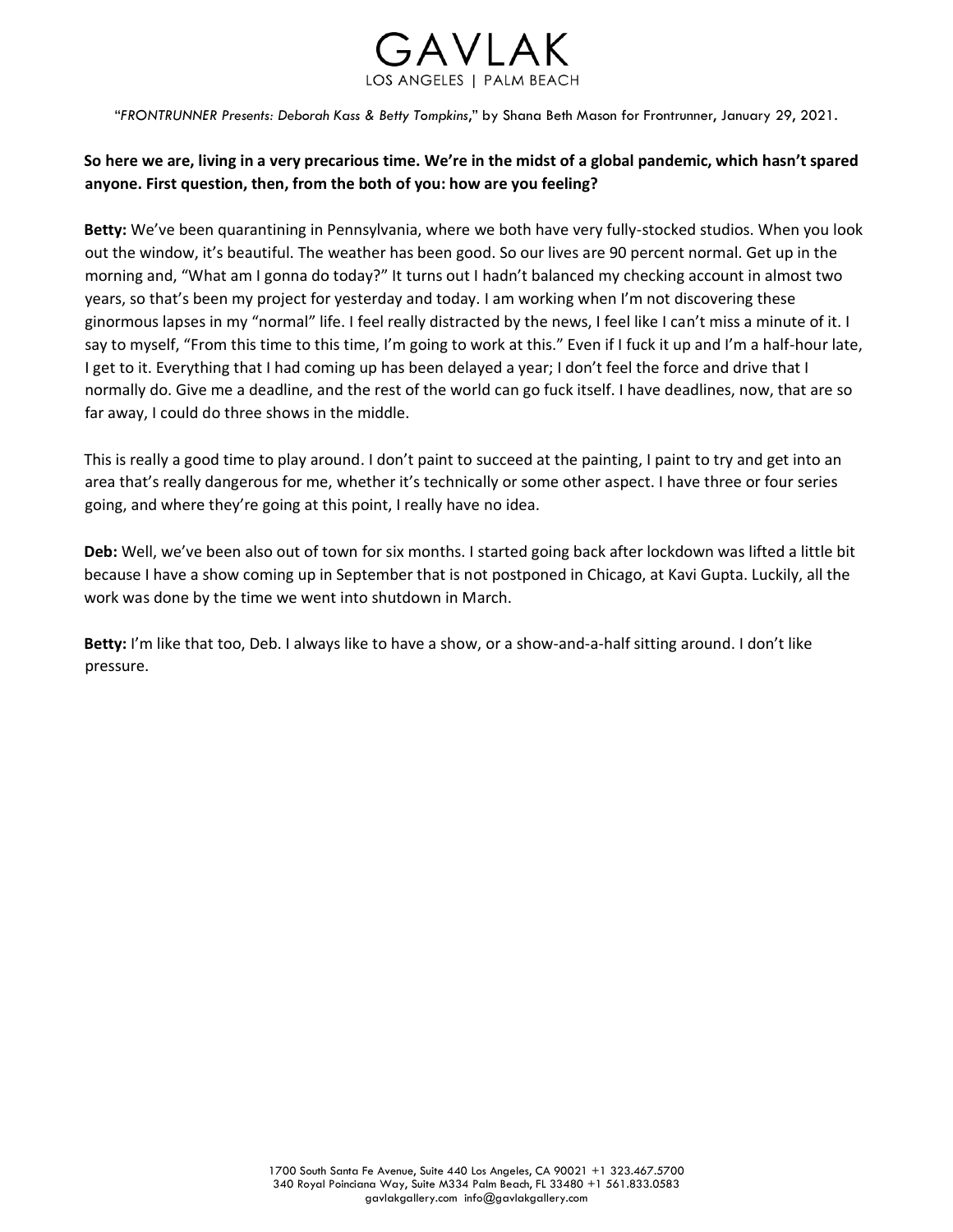**So here we are, living in a very precarious time. We're in the midst of a global pandemic, which hasn't spared anyone. First question, then, from the both of you: how are you feeling?**

**Betty:** We've been quarantining in Pennsylvania, where we both have very fully-stocked studios. When you look out the window, it's beautiful. The weather has been good. So our lives are 90 percent normal. Get up in the morning and, "What am I gonna do today?" It turns out I hadn't balanced my checking account in almost two years, so that's been my project for yesterday and today. I am working when I'm not discovering these ginormous lapses in my "normal" life. I feel really distracted by the news, I feel like I can't miss a minute of it. I say to myself, "From this time to this time, I'm going to work at this." Even if I fuck it up and I'm a half-hour late, I get to it. Everything that I had coming up has been delayed a year; I don't feel the force and drive that I normally do. Give me a deadline, and the rest of the world can go fuck itself. I have deadlines, now, that are so far away, I could do three shows in the middle.

This is really a good time to play around. I don't paint to succeed at the painting, I paint to try and get into an area that's really dangerous for me, whether it's technically or some other aspect. I have three or four series going, and where they're going at this point, I really have no idea.

**Deb:** Well, we've been also out of town for six months. I started going back after lockdown was lifted a little bit because I have a show coming up in September that is not postponed in Chicago, at Kavi Gupta. Luckily, all the work was done by the time we went into shutdown in March.

**Betty:** I'm like that too, Deb. I always like to have a show, or a show-and-a-half sitting around. I don't like pressure.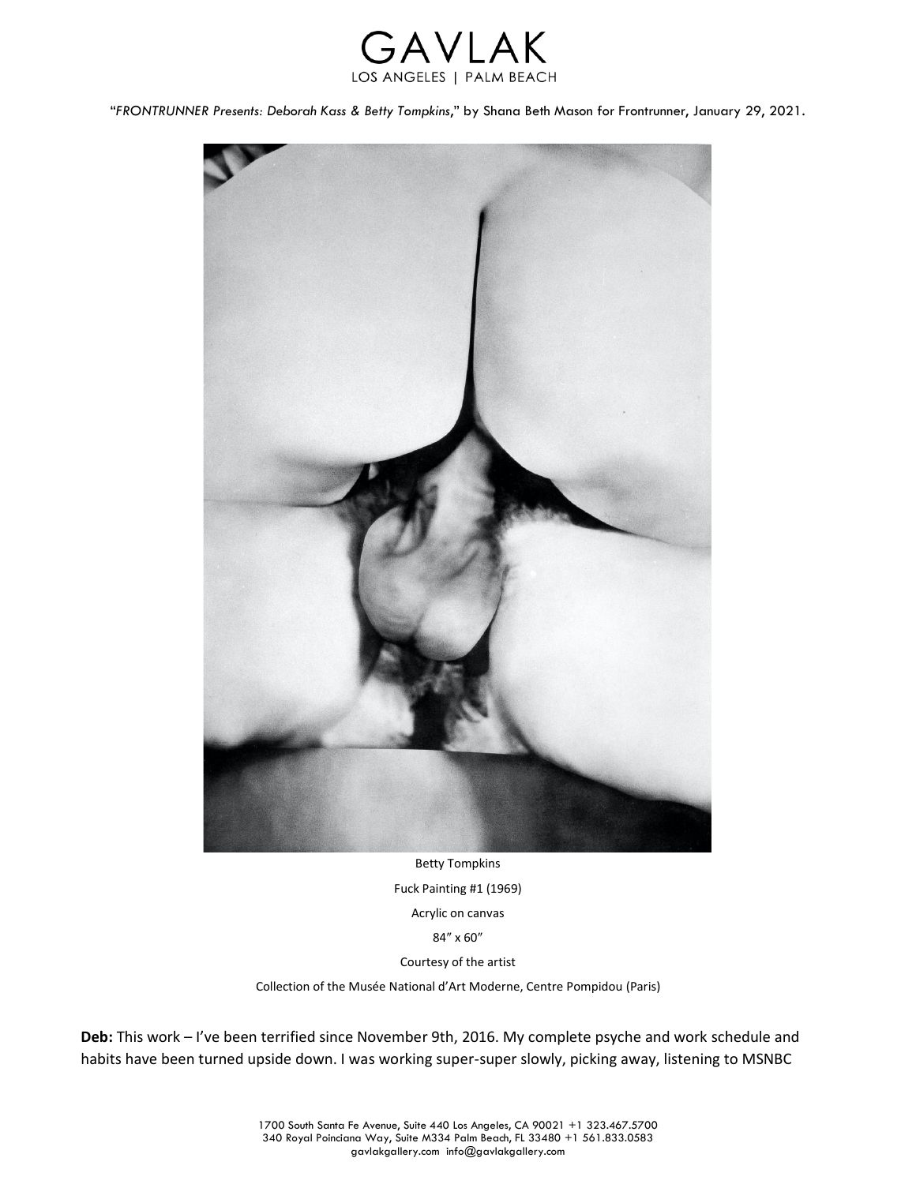"*FRONTRUNNER Presents: Deborah Kass & Betty Tompkins*," by Shana Beth Mason for Frontrunner, January 29, 2021.

Betty Tompkins

Fuck Painting #1 (1969)

Acrylic on canvas

84″ x 60″

Courtesy of the artist

Collection of the Musée National d'Art Moderne, Centre Pompidou (Paris)

**Deb:** This work – I've been terrified since November 9th, 2016. My complete psyche and work schedule and habits have been turned upside down. I was working super-super slowly, picking away, listening to MSNBC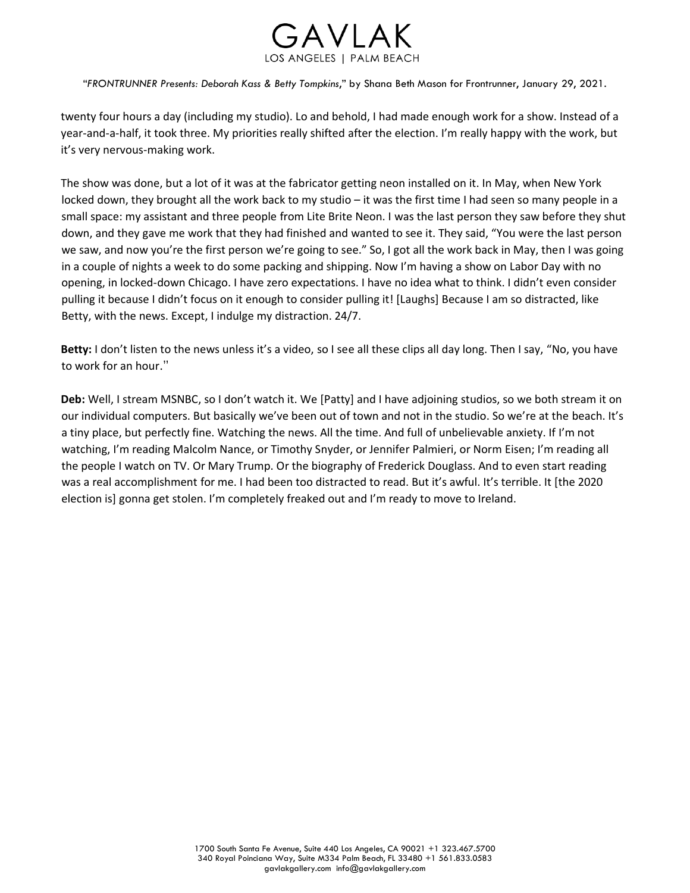twenty four hours a day (including my studio). Lo and behold, I had made enough work for a show. Instead of a year-and-a-half, it took three. My priorities really shifted after the election. I'm really happy with the work, but it's very nervous-making work.

The show was done, but a lot of it was at the fabricator getting neon installed on it. In May, when New York locked down, they brought all the work back to my studio – it was the first time I had seen so many people in a small space: my assistant and three people from Lite Brite Neon. I was the last person they saw before they shut down, and they gave me work that they had finished and wanted to see it. They said, "You were the last person we saw, and now you're the first person we're going to see." So, I got all the work back in May, then I was going in a couple of nights a week to do some packing and shipping. Now I'm having a show on Labor Day with no opening, in locked-down Chicago. I have zero expectations. I have no idea what to think. I didn't even consider pulling it because I didn't focus on it enough to consider pulling it! [Laughs] Because I am so distracted, like Betty, with the news. Except, I indulge my distraction. 24/7.

**Betty:** I don't listen to the news unless it's a video, so I see all these clips all day long. Then I say, "No, you have to work for an hour."

**Deb:** Well, I stream MSNBC, so I don't watch it. We [Patty] and I have adjoining studios, so we both stream it on our individual computers. But basically we've been out of town and not in the studio. So we're at the beach. It's a tiny place, but perfectly fine. Watching the news. All the time. And full of unbelievable anxiety. If I'm not watching, I'm reading Malcolm Nance, or Timothy Snyder, or Jennifer Palmieri, or Norm Eisen; I'm reading all the people I watch on TV. Or Mary Trump. Or the biography of Frederick Douglass. And to even start reading was a real accomplishment for me. I had been too distracted to read. But it's awful. It's terrible. It [the 2020 election is] gonna get stolen. I'm completely freaked out and I'm ready to move to Ireland.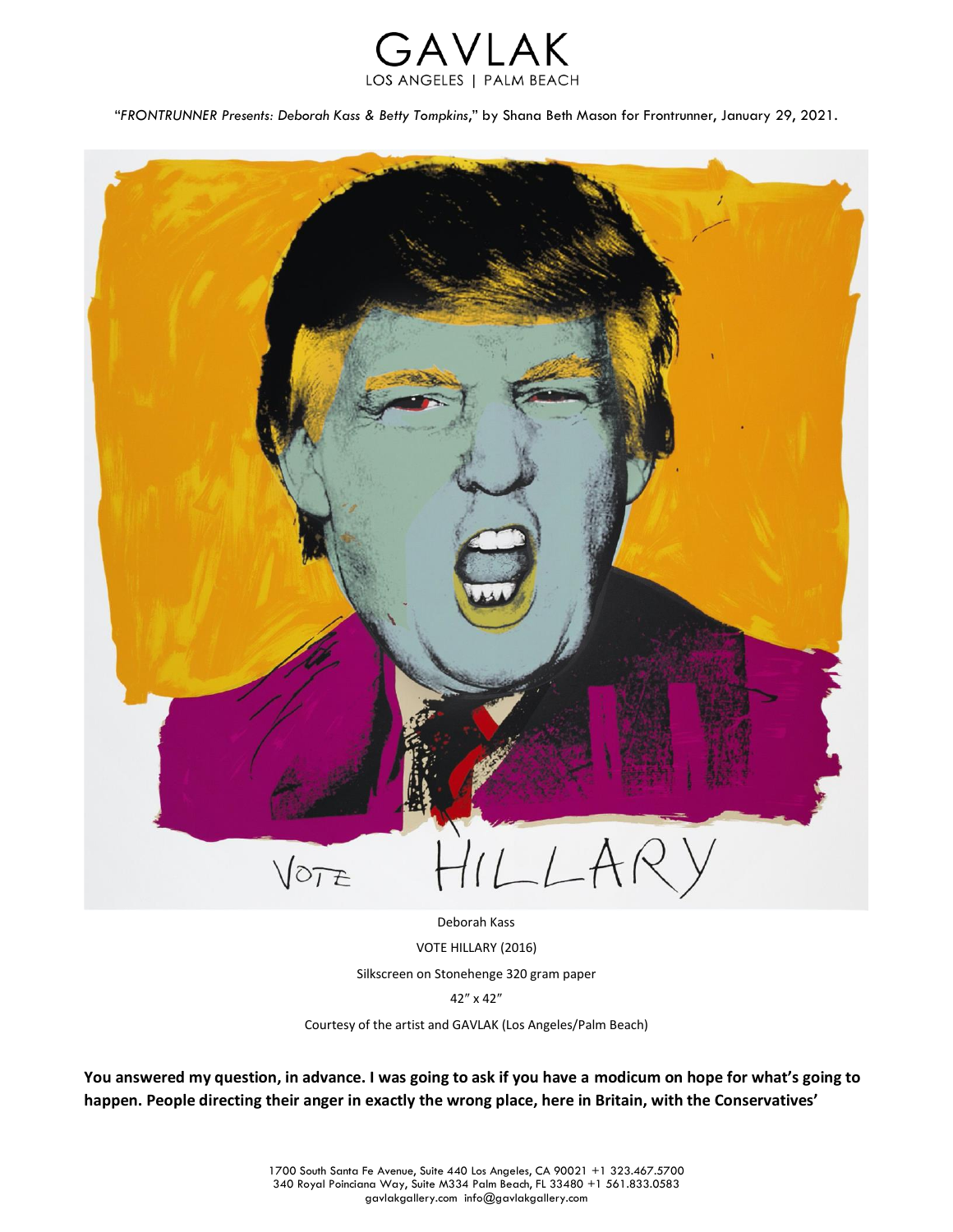"*FRONTRUNNER Presents: Deborah Kass & Betty Tompkins*," by Shana Beth Mason for Frontrunner, January 29, 2021.

Deborah Kass

VOTE HILLARY (2016)

Silkscreen on Stonehenge 320 gram paper

42" x 42"

Courtesy of the artist and GAVLAK (Los Angeles/Palm Beach)

**You answered my question, in advance. I was going to ask if you have a modicum on hope for what's going to happen. People directing their anger in exactly the wrong place, here in Britain, with the Conservatives'**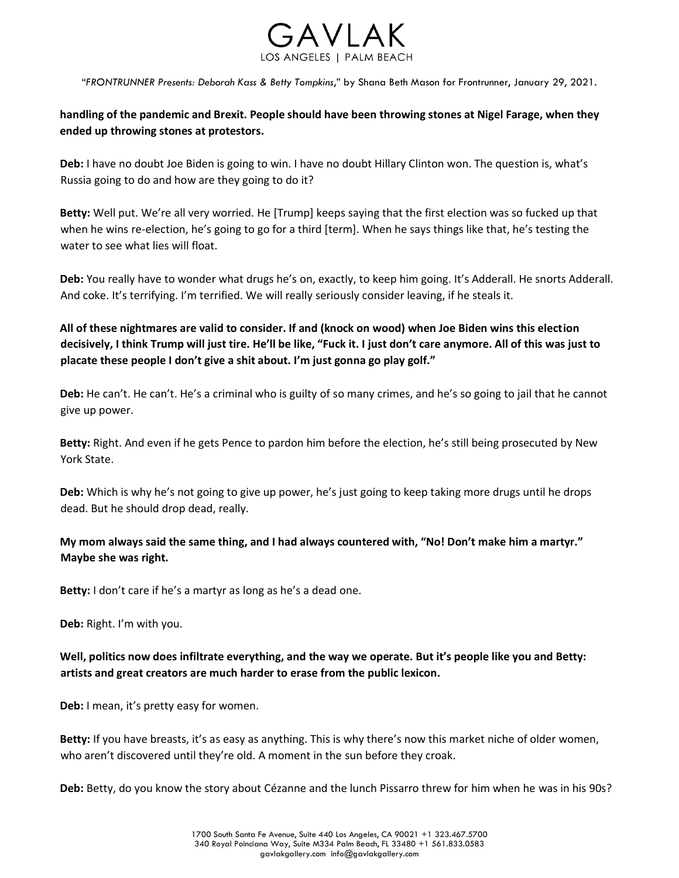**handling of the pandemic and Brexit. People should have been throwing stones at Nigel Farage, when they ended up throwing stones at protestors.**

**Deb:** I have no doubt Joe Biden is going to win. I have no doubt Hillary Clinton won. The question is, what's Russia going to do and how are they going to do it?

**Betty:** Well put. We're all very worried. He [Trump] keeps saying that the first election was so fucked up that when he wins re-election, he's going to go for a third [term]. When he says things like that, he's testing the water to see what lies will float.

**Deb:** You really have to wonder what drugs he's on, exactly, to keep him going. It's Adderall. He snorts Adderall. And coke. It's terrifying. I'm terrified. We will really seriously consider leaving, if he steals it.

**All of these nightmares are valid to consider. If and (knock on wood) when Joe Biden wins this election decisively, I think Trump will just tire. He'll be like, "Fuck it. I just don't care anymore. All of this was just to placate these people I don't give a shit about. I'm just gonna go play golf."**

**Deb:** He can't. He can't. He's a criminal who is guilty of so many crimes, and he's so going to jail that he cannot give up power.

**Betty:** Right. And even if he gets Pence to pardon him before the election, he's still being prosecuted by New York State.

**Deb:** Which is why he's not going to give up power, he's just going to keep taking more drugs until he drops dead. But he should drop dead, really.

**My mom always said the same thing, and I had always countered with, "No! Don't make him a martyr." Maybe she was right.**

**Betty:** I don't care if he's a martyr as long as he's a dead one.

**Deb:** Right. I'm with you.

**Well, politics now does infiltrate everything, and the way we operate. But it's people like you and Betty: artists and great creators are much harder to erase from the public lexicon.**

**Deb:** I mean, it's pretty easy for women.

**Betty:** If you have breasts, it's as easy as anything. This is why there's now this market niche of older women, who aren't discovered until they're old. A moment in the sun before they croak.

**Deb:** Betty, do you know the story about Cézanne and the lunch Pissarro threw for him when he was in his 90s?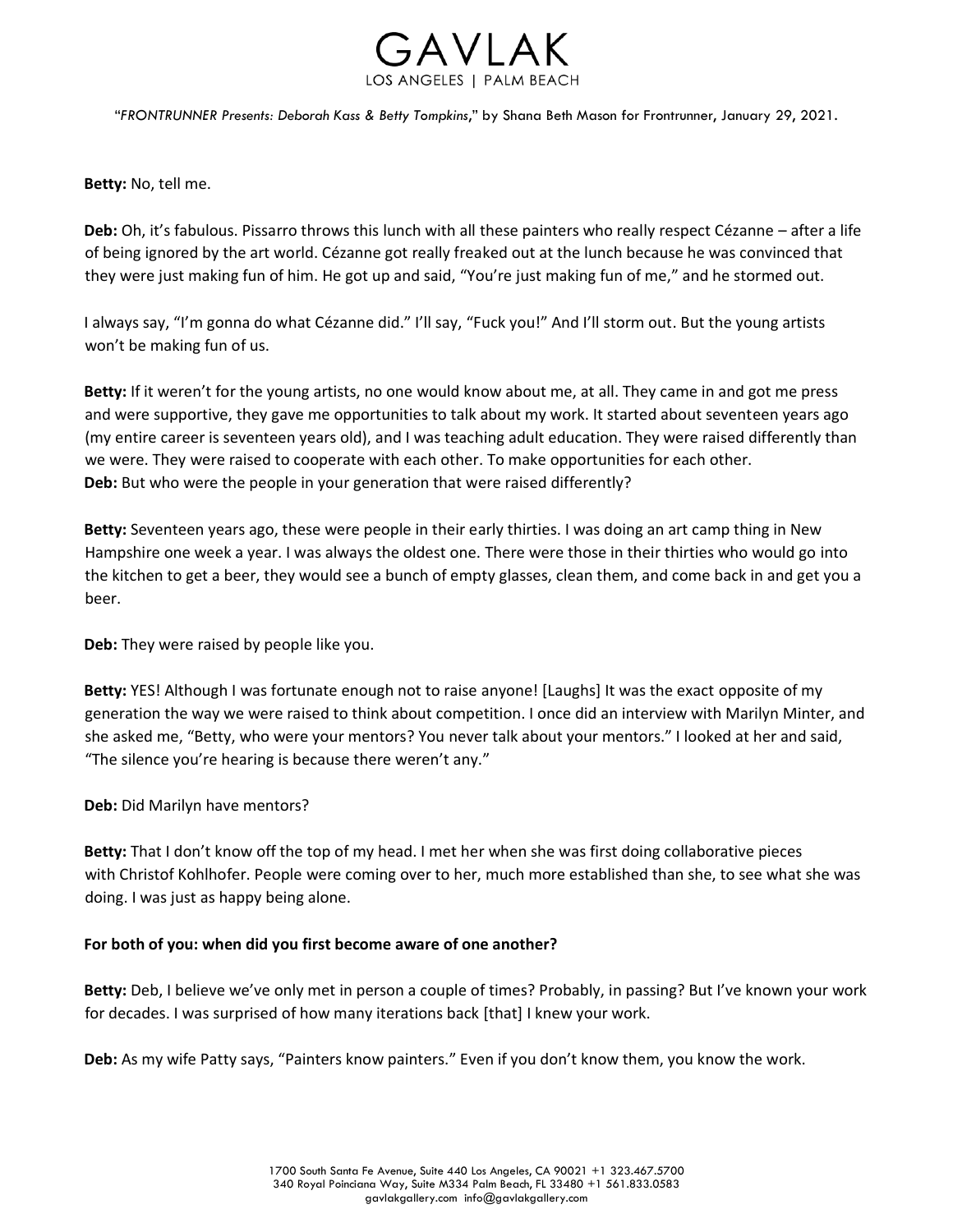**Betty:** No, tell me.

**Deb:** Oh, it's fabulous. Pissarro throws this lunch with all these painters who really respect Cézanne – after a life of being ignored by the art world. Cézanne got really freaked out at the lunch because he was convinced that they were just making fun of him. He got up and said, "You're just making fun of me," and he stormed out.

I always say, "I'm gonna do what Cézanne did." I'll say, "Fuck you!" And I'll storm out. But the young artists won't be making fun of us.

**Betty:** If it weren't for the young artists, no one would know about me, at all. They came in and got me press and were supportive, they gave me opportunities to talk about my work. It started about seventeen years ago (my entire career is seventeen years old), and I was teaching adult education. They were raised differently than we were. They were raised to cooperate with each other. To make opportunities for each other.

**Deb:** But who were the people in your generation that were raised differently?

**Betty:** Seventeen years ago, these were people in their early thirties. I was doing an art camp thing in New Hampshire one week a year. I was always the oldest one. There were those in their thirties who would go into the kitchen to get a beer, they would see a bunch of empty glasses, clean them, and come back in and get you a beer.

**Deb:** They were raised by people like you.

**Betty:** YES! Although I was fortunate enough not to raise anyone! [Laughs] It was the exact opposite of my generation the way we were raised to think about competition. I once did an interview with Marilyn Minter, and she asked me, "Betty, who were your mentors? You never talk about your mentors." I looked at her and said, "The silence you're hearing is because there weren't any."

**Deb:** Did Marilyn have mentors?

**Betty:** That I don't know off the top of my head. I met her when she was first doing collaborative pieces with Christof Kohlhofer. People were coming over to her, much more established than she, to see what she was doing. I was just as happy being alone.

**For both of you: when did you first become aware of one another?**

**Betty:** Deb, I believe we've only met in person a couple of times? Probably, in passing? But I've known your work for decades. I was surprised of how many iterations back [that] I knew your work.

**Deb:** As my wife Patty says, "Painters know painters." Even if you don't know them, you know the work.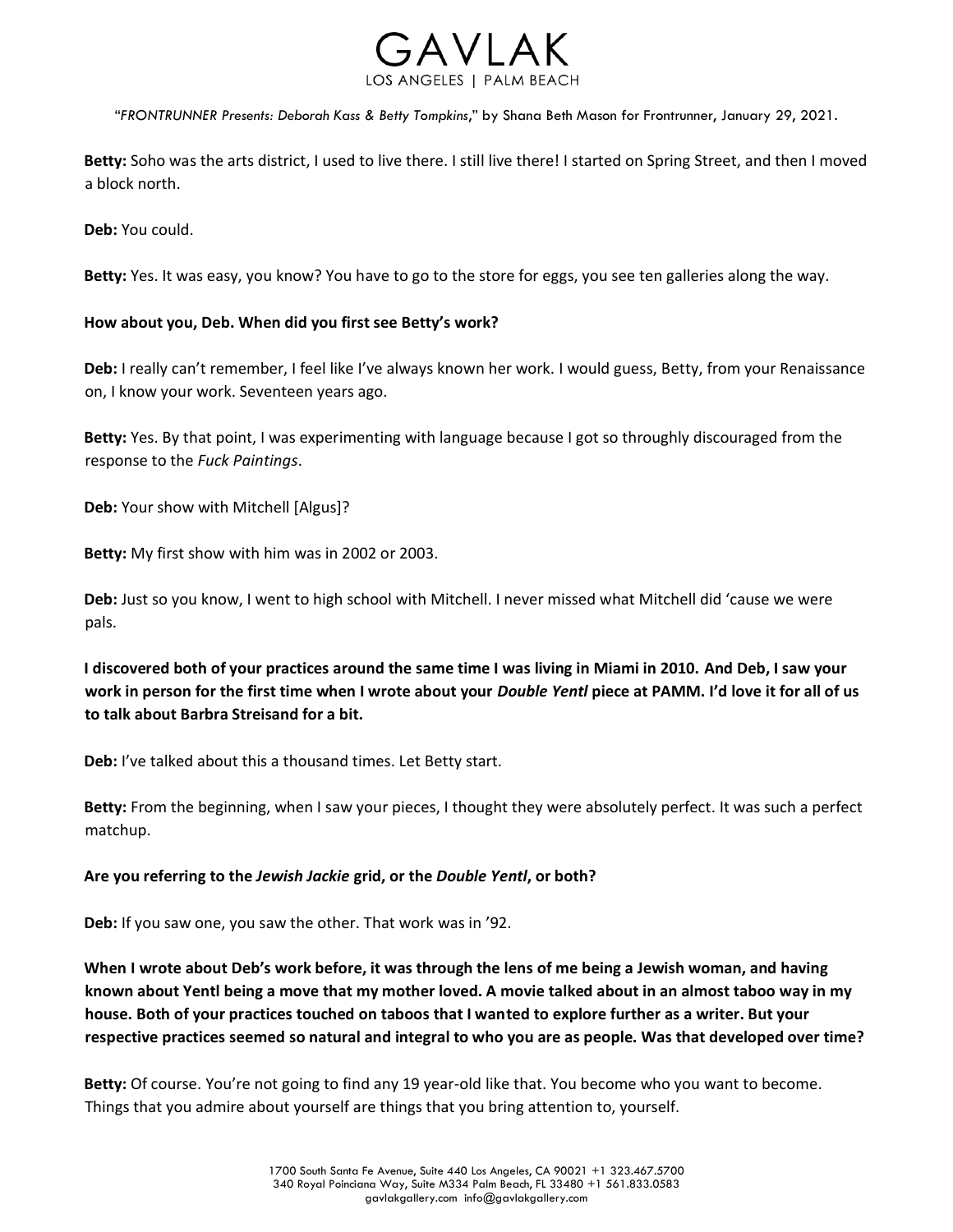**Betty:** Soho was the arts district, I used to live there. I still live there! I started on Spring Street, and then I moved a block north.

**Deb:** You could.

**Betty:** Yes. It was easy, you know? You have to go to the store for eggs, you see ten galleries along the way.

**How about you, Deb. When did you first see Betty's work?**

**Deb:** I really can't remember, I feel like I've always known her work. I would guess, Betty, from your Renaissance on, I know your work. Seventeen years ago.

**Betty:** Yes. By that point, I was experimenting with language because I got so throughly discouraged from the response to the *Fuck Paintings*.

**Deb:** Your show with Mitchell [Algus]?

**Betty:** My first show with him was in 2002 or 2003.

**Deb:** Just so you know, I went to high school with Mitchell. I never missed what Mitchell did 'cause we were pals.

**I discovered both of your practices around the same time I was living in Miami in 2010. And Deb, I saw your work in person for the first time when I wrote about your *Double Yentl* piece at PAMM. I'd love it for all of us to talk about Barbra Streisand for a bit.**

**Deb:** I've talked about this a thousand times. Let Betty start.

**Betty:** From the beginning, when I saw your pieces, I thought they were absolutely perfect. It was such a perfect matchup.

**Are you referring to the *Jewish Jackie* grid, or the *Double Yentl*, or both?**

**Deb:** If you saw one, you saw the other. That work was in '92.

**When I wrote about Deb's work before, it was through the lens of me being a Jewish woman, and having known about Yentl being a move that my mother loved. A movie talked about in an almost taboo way in my house. Both of your practices touched on taboos that I wanted to explore further as a writer. But your respective practices seemed so natural and integral to who you are as people. Was that developed over time?**

**Betty:** Of course. You're not going to find any 19 year-old like that. You become who you want to become. Things that you admire about yourself are things that you bring attention to, yourself.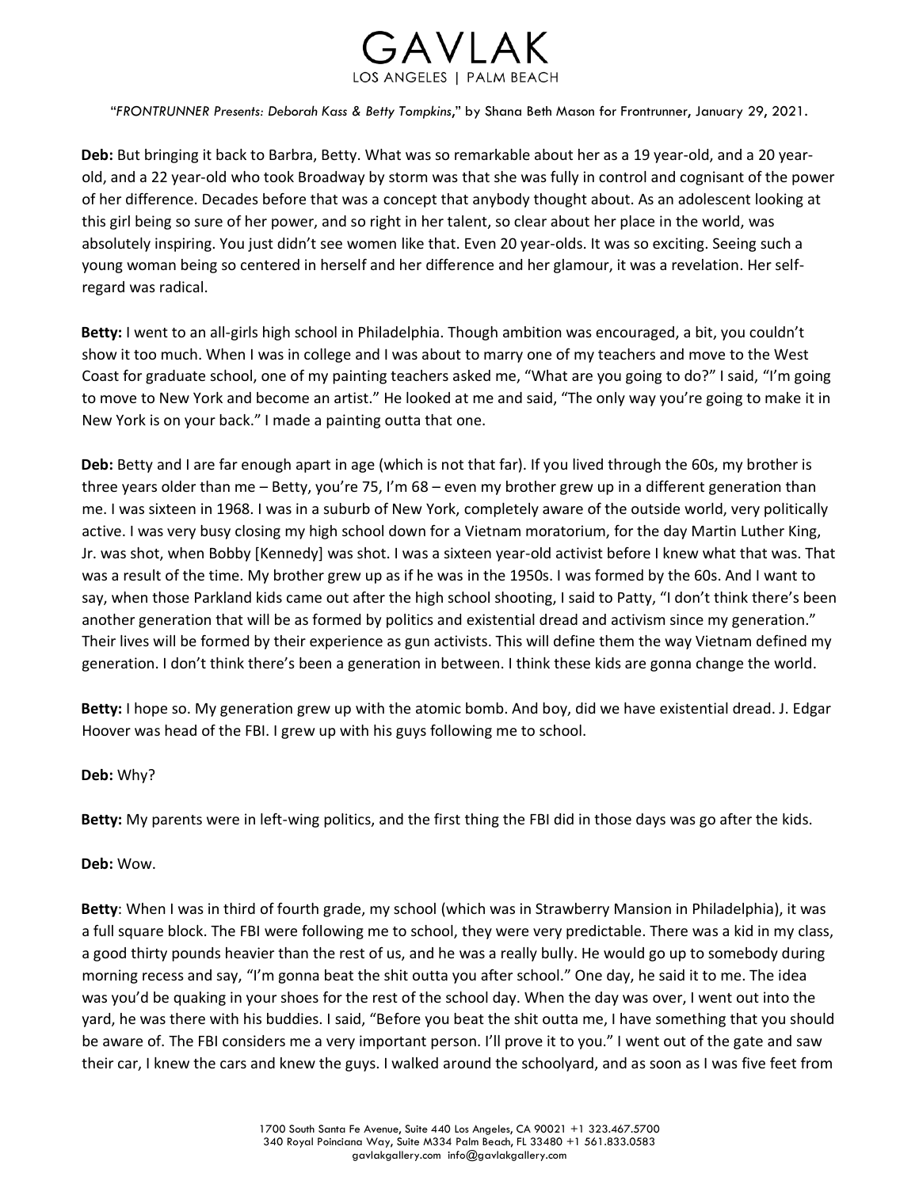**Deb:** But bringing it back to Barbra, Betty. What was so remarkable about her as a 19 year-old, and a 20 year-old, and a 22 year-old who took Broadway by storm was that she was fully in control and cognisant of the power of her difference. Decades before that was a concept that anybody thought about. As an adolescent looking at this girl being so sure of her power, and so right in her talent, so clear about her place in the world, was absolutely inspiring. You just didn't see women like that. Even 20 year-olds. It was so exciting. Seeing such a young woman being so centered in herself and her difference and her glamour, it was a revelation. Her self-regard was radical.

**Betty:** I went to an all-girls high school in Philadelphia. Though ambition was encouraged, a bit, you couldn't show it too much. When I was in college and I was about to marry one of my teachers and move to the West Coast for graduate school, one of my painting teachers asked me, "What are you going to do?" I said, "I'm going to move to New York and become an artist." He looked at me and said, "The only way you're going to make it in New York is on your back." I made a painting outta that one.

**Deb:** Betty and I are far enough apart in age (which is not that far). If you lived through the 60s, my brother is three years older than me – Betty, you're 75, I'm 68 – even my brother grew up in a different generation than me. I was sixteen in 1968. I was in a suburb of New York, completely aware of the outside world, very politically active. I was very busy closing my high school down for a Vietnam moratorium, for the day Martin Luther King, Jr. was shot, when Bobby [Kennedy] was shot. I was a sixteen year-old activist before I knew what that was. That was a result of the time. My brother grew up as if he was in the 1950s. I was formed by the 60s. And I want to say, when those Parkland kids came out after the high school shooting, I said to Patty, "I don't think there's been another generation that will be as formed by politics and existential dread and activism since my generation." Their lives will be formed by their experience as gun activists. This will define them the way Vietnam defined my generation. I don't think there's been a generation in between. I think these kids are gonna change the world.

**Betty:** I hope so. My generation grew up with the atomic bomb. And boy, did we have existential dread. J. Edgar Hoover was head of the FBI. I grew up with his guys following me to school.

**Deb:** Why?

**Betty:** My parents were in left-wing politics, and the first thing the FBI did in those days was go after the kids.

**Deb:** Wow.

**Betty**: When I was in third of fourth grade, my school (which was in Strawberry Mansion in Philadelphia), it was a full square block. The FBI were following me to school, they were very predictable. There was a kid in my class, a good thirty pounds heavier than the rest of us, and he was a really bully. He would go up to somebody during morning recess and say, "I'm gonna beat the shit outta you after school." One day, he said it to me. The idea was you'd be quaking in your shoes for the rest of the school day. When the day was over, I went out into the yard, he was there with his buddies. I said, "Before you beat the shit outta me, I have something that you should be aware of. The FBI considers me a very important person. I'll prove it to you." I went out of the gate and saw their car, I knew the cars and knew the guys. I walked around the schoolyard, and as soon as I was five feet from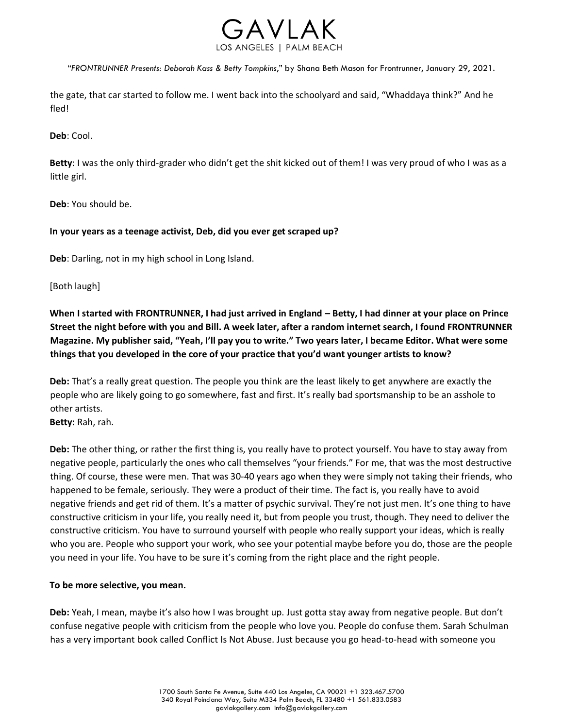the gate, that car started to follow me. I went back into the schoolyard and said, "Whaddaya think?" And he fled!

**Deb**: Cool.

**Betty**: I was the only third-grader who didn't get the shit kicked out of them! I was very proud of who I was as a little girl.

**Deb**: You should be.

**In your years as a teenage activist, Deb, did you ever get scraped up?**

**Deb**: Darling, not in my high school in Long Island.

[Both laugh]

**When I started with FRONTRUNNER, I had just arrived in England – Betty, I had dinner at your place on Prince Street the night before with you and Bill. A week later, after a random internet search, I found FRONTRUNNER Magazine. My publisher said, "Yeah, I'll pay you to write." Two years later, I became Editor. What were some things that you developed in the core of your practice that you'd want younger artists to know?**

**Deb:** That's a really great question. The people you think are the least likely to get anywhere are exactly the people who are likely going to go somewhere, fast and first. It's really bad sportsmanship to be an asshole to other artists.
**Betty:** Rah, rah.

**Deb:** The other thing, or rather the first thing is, you really have to protect yourself. You have to stay away from negative people, particularly the ones who call themselves "your friends." For me, that was the most destructive thing. Of course, these were men. That was 30-40 years ago when they were simply not taking their friends, who happened to be female, seriously. They were a product of their time. The fact is, you really have to avoid negative friends and get rid of them. It's a matter of psychic survival. They're not just men. It's one thing to have constructive criticism in your life, you really need it, but from people you trust, though. They need to deliver the constructive criticism. You have to surround yourself with people who really support your ideas, which is really who you are. People who support your work, who see your potential maybe before you do, those are the people you need in your life. You have to be sure it's coming from the right place and the right people.

**To be more selective, you mean.**

**Deb:** Yeah, I mean, maybe it's also how I was brought up. Just gotta stay away from negative people. But don't confuse negative people with criticism from the people who love you. People do confuse them. Sarah Schulman has a very important book called Conflict Is Not Abuse. Just because you go head-to-head with someone you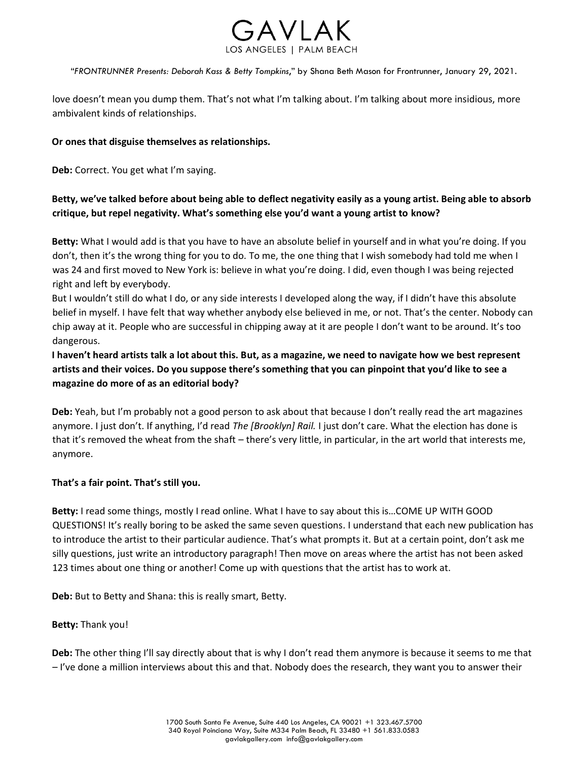love doesn't mean you dump them. That's not what I'm talking about. I'm talking about more insidious, more ambivalent kinds of relationships.

**Or ones that disguise themselves as relationships.**

**Deb:** Correct. You get what I'm saying.

**Betty, we've talked before about being able to deflect negativity easily as a young artist. Being able to absorb critique, but repel negativity. What's something else you'd want a young artist to know?**

**Betty:** What I would add is that you have to have an absolute belief in yourself and in what you're doing. If you don't, then it's the wrong thing for you to do. To me, the one thing that I wish somebody had told me when I was 24 and first moved to New York is: believe in what you're doing. I did, even though I was being rejected right and left by everybody.
But I wouldn't still do what I do, or any side interests I developed along the way, if I didn't have this absolute belief in myself. I have felt that way whether anybody else believed in me, or not. That's the center. Nobody can chip away at it. People who are successful in chipping away at it are people I don't want to be around. It's too dangerous.

**I haven't heard artists talk a lot about this. But, as a magazine, we need to navigate how we best represent artists and their voices. Do you suppose there's something that you can pinpoint that you'd like to see a magazine do more of as an editorial body?**

**Deb:** Yeah, but I'm probably not a good person to ask about that because I don't really read the art magazines anymore. I just don't. If anything, I'd read *The [Brooklyn] Rail.* I just don't care. What the election has done is that it's removed the wheat from the shaft – there's very little, in particular, in the art world that interests me, anymore.

**That's a fair point. That's still you.**

**Betty:** I read some things, mostly I read online. What I have to say about this is…COME UP WITH GOOD QUESTIONS! It's really boring to be asked the same seven questions. I understand that each new publication has to introduce the artist to their particular audience. That's what prompts it. But at a certain point, don't ask me silly questions, just write an introductory paragraph! Then move on areas where the artist has not been asked 123 times about one thing or another! Come up with questions that the artist has to work at.

**Deb:** But to Betty and Shana: this is really smart, Betty.

**Betty:** Thank you!

**Deb:** The other thing I'll say directly about that is why I don't read them anymore is because it seems to me that – I've done a million interviews about this and that. Nobody does the research, they want you to answer their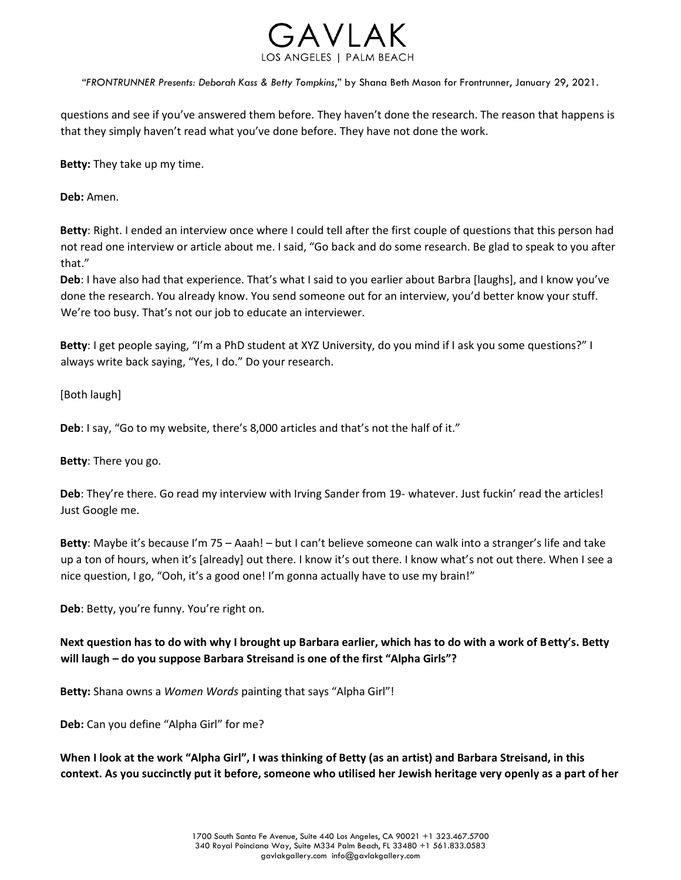questions and see if you've answered them before. They haven't done the research. The reason that happens is that they simply haven't read what you've done before. They have not done the work.

**Betty:** They take up my time.

**Deb:** Amen.

**Betty**: Right. I ended an interview once where I could tell after the first couple of questions that this person had not read one interview or article about me. I said, "Go back and do some research. Be glad to speak to you after that."

**Deb**: I have also had that experience. That's what I said to you earlier about Barbra [laughs], and I know you've done the research. You already know. You send someone out for an interview, you'd better know your stuff. We're too busy. That's not our job to educate an interviewer.

**Betty**: I get people saying, "I'm a PhD student at XYZ University, do you mind if I ask you some questions?" I always write back saying, "Yes, I do." Do your research.

[Both laugh]

**Deb**: I say, "Go to my website, there's 8,000 articles and that's not the half of it."

**Betty**: There you go.

**Deb**: They're there. Go read my interview with Irving Sander from 19- whatever. Just fuckin' read the articles! Just Google me.

**Betty**: Maybe it's because I'm 75 – Aaah! – but I can't believe someone can walk into a stranger's life and take up a ton of hours, when it's [already] out there. I know it's out there. I know what's not out there. When I see a nice question, I go, "Ooh, it's a good one! I'm gonna actually have to use my brain!"

**Deb**: Betty, you're funny. You're right on.

**Next question has to do with why I brought up Barbara earlier, which has to do with a work of Betty's. Betty will laugh – do you suppose Barbara Streisand is one of the first "Alpha Girls"?**

**Betty:** Shana owns a *Women Words* painting that says "Alpha Girl"!

**Deb:** Can you define "Alpha Girl" for me?

**When I look at the work "Alpha Girl", I was thinking of Betty (as an artist) and Barbara Streisand, in this context. As you succinctly put it before, someone who utilised her Jewish heritage very openly as a part of her**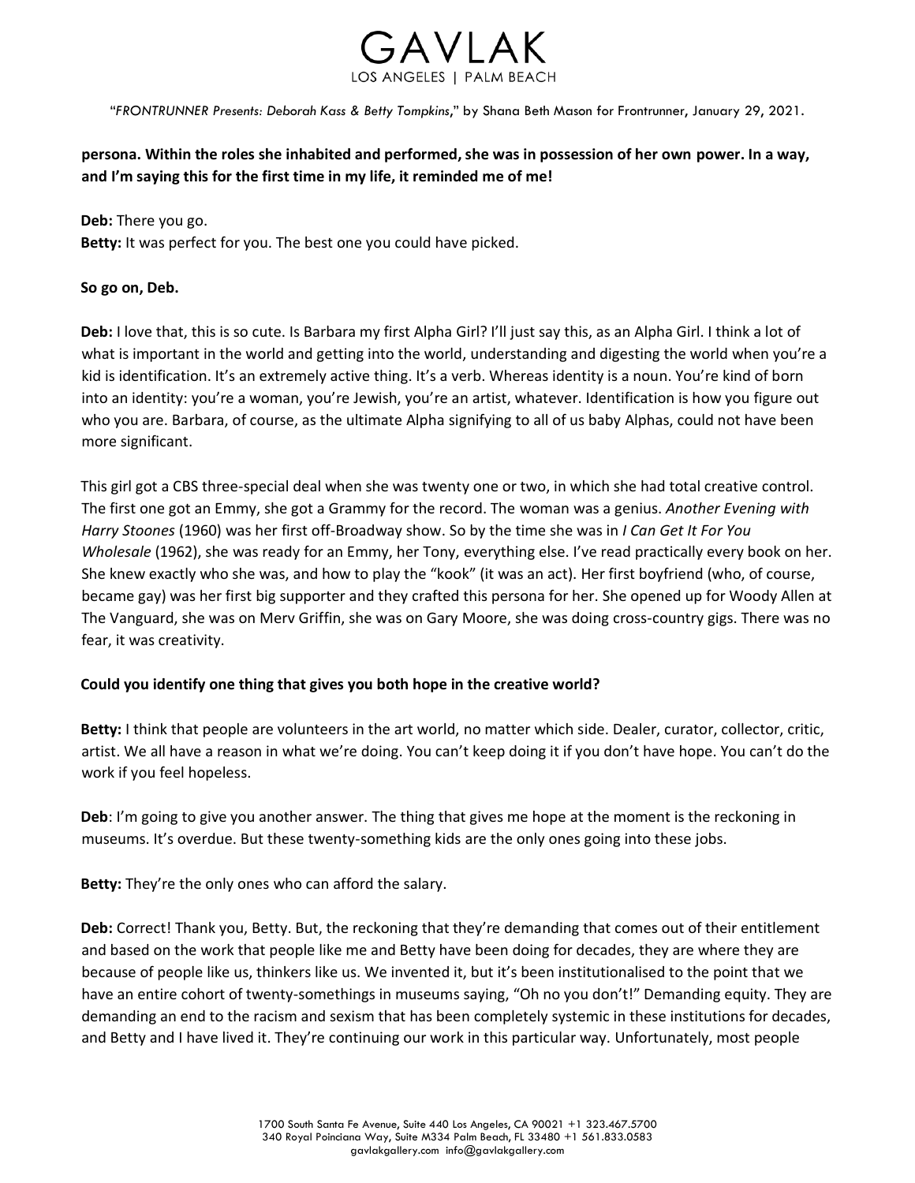**persona. Within the roles she inhabited and performed, she was in possession of her own power. In a way, and I'm saying this for the first time in my life, it reminded me of me!**

**Deb:** There you go.
**Betty:** It was perfect for you. The best one you could have picked.

**So go on, Deb.**

**Deb:** I love that, this is so cute. Is Barbara my first Alpha Girl? I'll just say this, as an Alpha Girl. I think a lot of what is important in the world and getting into the world, understanding and digesting the world when you're a kid is identification. It's an extremely active thing. It's a verb. Whereas identity is a noun. You're kind of born into an identity: you're a woman, you're Jewish, you're an artist, whatever. Identification is how you figure out who you are. Barbara, of course, as the ultimate Alpha signifying to all of us baby Alphas, could not have been more significant.

This girl got a CBS three-special deal when she was twenty one or two, in which she had total creative control. The first one got an Emmy, she got a Grammy for the record. The woman was a genius. *Another Evening with Harry Stoones* (1960) was her first off-Broadway show. So by the time she was in *I Can Get It For You Wholesale* (1962), she was ready for an Emmy, her Tony, everything else. I've read practically every book on her. She knew exactly who she was, and how to play the "kook" (it was an act). Her first boyfriend (who, of course, became gay) was her first big supporter and they crafted this persona for her. She opened up for Woody Allen at The Vanguard, she was on Merv Griffin, she was on Gary Moore, she was doing cross-country gigs. There was no fear, it was creativity.

**Could you identify one thing that gives you both hope in the creative world?**

**Betty:** I think that people are volunteers in the art world, no matter which side. Dealer, curator, collector, critic, artist. We all have a reason in what we're doing. You can't keep doing it if you don't have hope. You can't do the work if you feel hopeless.

**Deb**: I'm going to give you another answer. The thing that gives me hope at the moment is the reckoning in museums. It's overdue. But these twenty-something kids are the only ones going into these jobs.

**Betty:** They're the only ones who can afford the salary.

**Deb:** Correct! Thank you, Betty. But, the reckoning that they're demanding that comes out of their entitlement and based on the work that people like me and Betty have been doing for decades, they are where they are because of people like us, thinkers like us. We invented it, but it's been institutionalised to the point that we have an entire cohort of twenty-somethings in museums saying, "Oh no you don't!" Demanding equity. They are demanding an end to the racism and sexism that has been completely systemic in these institutions for decades, and Betty and I have lived it. They're continuing our work in this particular way. Unfortunately, most people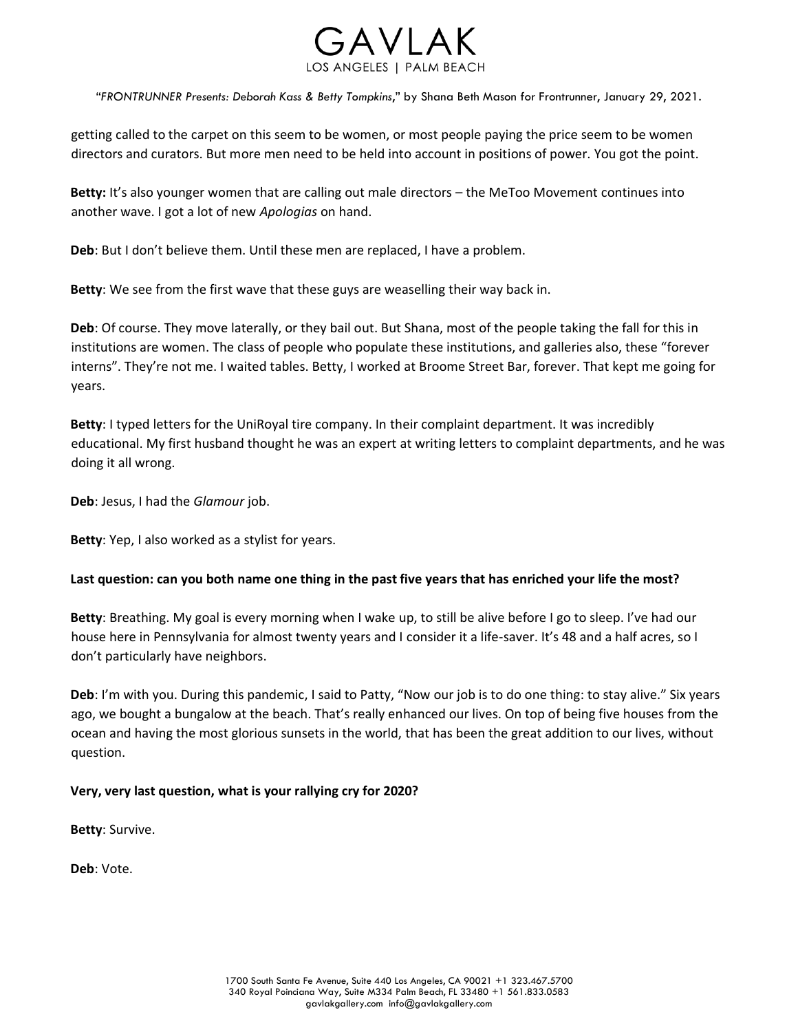getting called to the carpet on this seem to be women, or most people paying the price seem to be women directors and curators. But more men need to be held into account in positions of power. You got the point.

**Betty:** It's also younger women that are calling out male directors – the MeToo Movement continues into another wave. I got a lot of new *Apologias* on hand.

**Deb**: But I don't believe them. Until these men are replaced, I have a problem.

**Betty**: We see from the first wave that these guys are weaselling their way back in.

**Deb**: Of course. They move laterally, or they bail out. But Shana, most of the people taking the fall for this in institutions are women. The class of people who populate these institutions, and galleries also, these "forever interns". They're not me. I waited tables. Betty, I worked at Broome Street Bar, forever. That kept me going for years.

**Betty**: I typed letters for the UniRoyal tire company. In their complaint department. It was incredibly educational. My first husband thought he was an expert at writing letters to complaint departments, and he was doing it all wrong.

**Deb**: Jesus, I had the *Glamour* job.

**Betty**: Yep, I also worked as a stylist for years.

**Last question: can you both name one thing in the past five years that has enriched your life the most?**

**Betty**: Breathing. My goal is every morning when I wake up, to still be alive before I go to sleep. I've had our house here in Pennsylvania for almost twenty years and I consider it a life-saver. It's 48 and a half acres, so I don't particularly have neighbors.

**Deb**: I'm with you. During this pandemic, I said to Patty, "Now our job is to do one thing: to stay alive." Six years ago, we bought a bungalow at the beach. That's really enhanced our lives. On top of being five houses from the ocean and having the most glorious sunsets in the world, that has been the great addition to our lives, without question.

**Very, very last question, what is your rallying cry for 2020?**

**Betty**: Survive.

**Deb**: Vote.